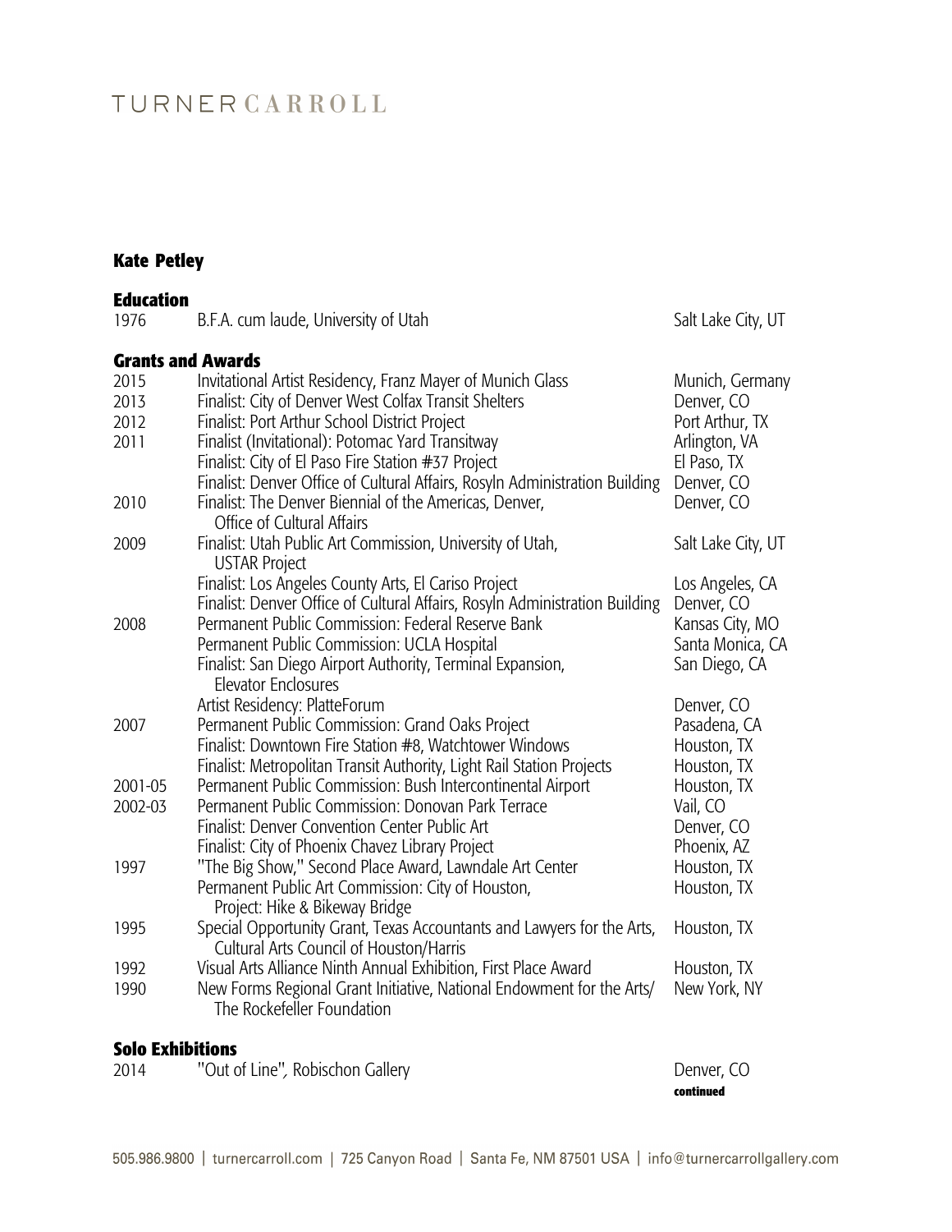# TURNER CARROLL

## Kate Petley

### Education

| | | |
|---|---|---|
| 1976 | B.F.A. cum laude, University of Utah | Salt Lake City, UT |

### Grants and Awards

| | | |
|---|---|---|
| 2015 | Invitational Artist Residency, Franz Mayer of Munich Glass | Munich, Germany |
| 2013 | Finalist: City of Denver West Colfax Transit Shelters | Denver, CO |
| 2012 | Finalist: Port Arthur School District Project | Port Arthur, TX |
| 2011 | Finalist (Invitational): Potomac Yard Transitway | Arlington, VA |
| | Finalist: City of El Paso Fire Station #37 Project | El Paso, TX |
| | Finalist: Denver Office of Cultural Affairs, Rosyln Administration Building | Denver, CO |
| 2010 | Finalist: The Denver Biennial of the Americas, Denver, Office of Cultural Affairs | Denver, CO |
| 2009 | Finalist: Utah Public Art Commission, University of Utah, USTAR Project | Salt Lake City, UT |
| | Finalist: Los Angeles County Arts, El Cariso Project | Los Angeles, CA |
| | Finalist: Denver Office of Cultural Affairs, Rosyln Administration Building | Denver, CO |
| 2008 | Permanent Public Commission: Federal Reserve Bank | Kansas City, MO |
| | Permanent Public Commission: UCLA Hospital | Santa Monica, CA |
| | Finalist: San Diego Airport Authority, Terminal Expansion, Elevator Enclosures | San Diego, CA |
| | Artist Residency: PlatteForum | Denver, CO |
| 2007 | Permanent Public Commission: Grand Oaks Project | Pasadena, CA |
| | Finalist: Downtown Fire Station #8, Watchtower Windows | Houston, TX |
| | Finalist: Metropolitan Transit Authority, Light Rail Station Projects | Houston, TX |
| 2001-05 | Permanent Public Commission: Bush Intercontinental Airport | Houston, TX |
| 2002-03 | Permanent Public Commission: Donovan Park Terrace | Vail, CO |
| | Finalist: Denver Convention Center Public Art | Denver, CO |
| | Finalist: City of Phoenix Chavez Library Project | Phoenix, AZ |
| 1997 | "The Big Show," Second Place Award, Lawndale Art Center | Houston, TX |
| | Permanent Public Art Commission: City of Houston, Project: Hike & Bikeway Bridge | Houston, TX |
| 1995 | Special Opportunity Grant, Texas Accountants and Lawyers for the Arts, Cultural Arts Council of Houston/Harris | Houston, TX |
| 1992 | Visual Arts Alliance Ninth Annual Exhibition, First Place Award | Houston, TX |
| 1990 | New Forms Regional Grant Initiative, National Endowment for the Arts/ The Rockefeller Foundation | New York, NY |

### Solo Exhibitions

| | | |
|---|---|---|
| 2014 | "Out of Line", Robischon Gallery | Denver, CO |

**continued**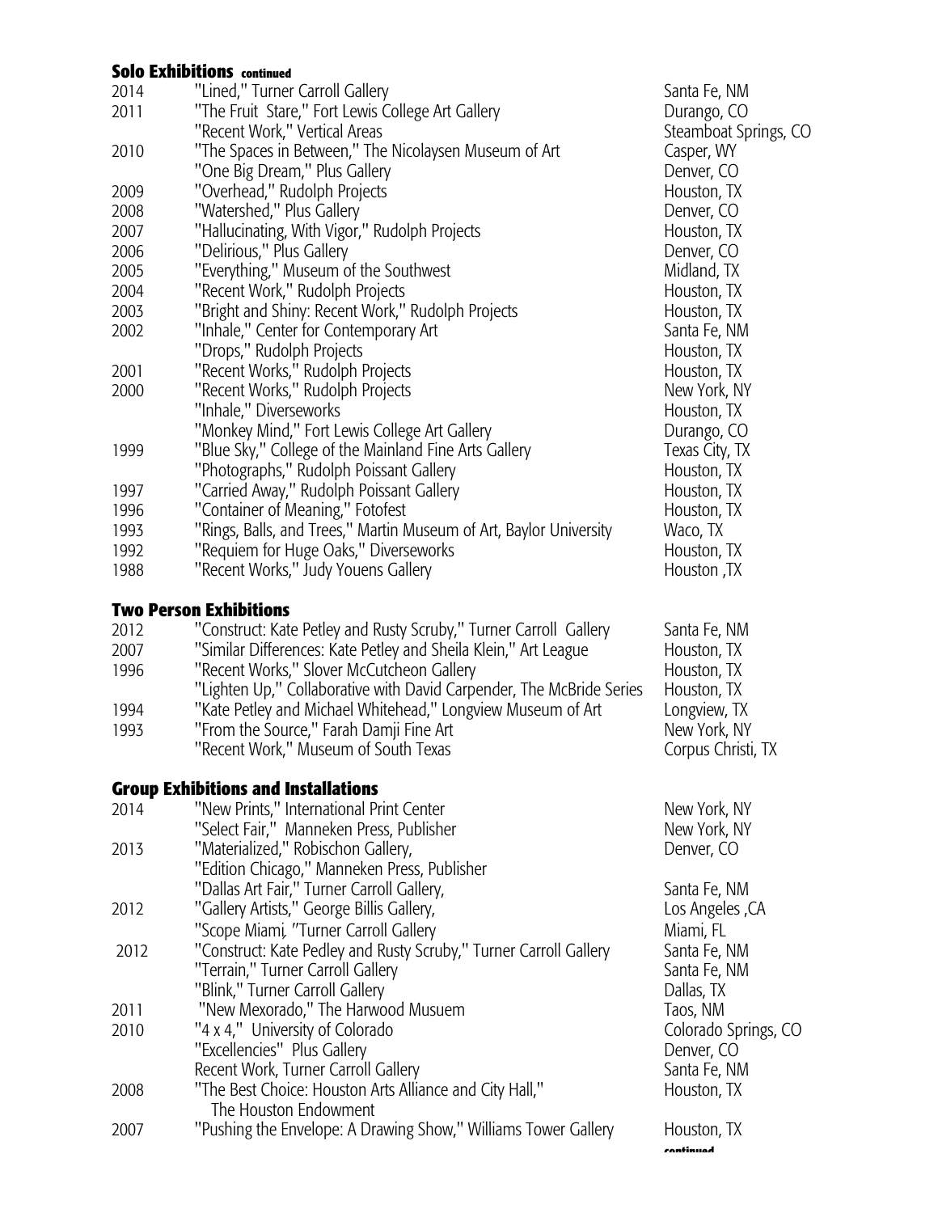## Solo Exhibitions continued

| | | |
|---|---|---|
| 2014 | "Lined," Turner Carroll Gallery | Santa Fe, NM |
| 2011 | "The Fruit Stare," Fort Lewis College Art Gallery | Durango, CO |
| | "Recent Work," Vertical Areas | Steamboat Springs, CO |
| 2010 | "The Spaces in Between," The Nicolaysen Museum of Art | Casper, WY |
| | "One Big Dream," Plus Gallery | Denver, CO |
| 2009 | "Overhead," Rudolph Projects | Houston, TX |
| 2008 | "Watershed," Plus Gallery | Denver, CO |
| 2007 | "Hallucinating, With Vigor," Rudolph Projects | Houston, TX |
| 2006 | "Delirious," Plus Gallery | Denver, CO |
| 2005 | "Everything," Museum of the Southwest | Midland, TX |
| 2004 | "Recent Work," Rudolph Projects | Houston, TX |
| 2003 | "Bright and Shiny: Recent Work," Rudolph Projects | Houston, TX |
| 2002 | "Inhale," Center for Contemporary Art | Santa Fe, NM |
| | "Drops," Rudolph Projects | Houston, TX |
| 2001 | "Recent Works," Rudolph Projects | Houston, TX |
| 2000 | "Recent Works," Rudolph Projects | New York, NY |
| | "Inhale," Diverseworks | Houston, TX |
| | "Monkey Mind," Fort Lewis College Art Gallery | Durango, CO |
| 1999 | "Blue Sky," College of the Mainland Fine Arts Gallery | Texas City, TX |
| | "Photographs," Rudolph Poissant Gallery | Houston, TX |
| 1997 | "Carried Away," Rudolph Poissant Gallery | Houston, TX |
| 1996 | "Container of Meaning," Fotofest | Houston, TX |
| 1993 | "Rings, Balls, and Trees," Martin Museum of Art, Baylor University | Waco, TX |
| 1992 | "Requiem for Huge Oaks," Diverseworks | Houston, TX |
| 1988 | "Recent Works," Judy Youens Gallery | Houston ,TX |

## Two Person Exhibitions

| | | |
|---|---|---|
| 2012 | "Construct: Kate Petley and Rusty Scruby," Turner Carroll Gallery | Santa Fe, NM |
| 2007 | "Similar Differences: Kate Petley and Sheila Klein," Art League | Houston, TX |
| 1996 | "Recent Works," Slover McCutcheon Gallery | Houston, TX |
| | "Lighten Up," Collaborative with David Carpender, The McBride Series | Houston, TX |
| 1994 | "Kate Petley and Michael Whitehead," Longview Museum of Art | Longview, TX |
| 1993 | "From the Source," Farah Damji Fine Art | New York, NY |
| | "Recent Work," Museum of South Texas | Corpus Christi, TX |

## Group Exhibitions and Installations

| | | |
|---|---|---|
| 2014 | "New Prints," International Print Center | New York, NY |
| | "Select Fair," Manneken Press, Publisher | New York, NY |
| 2013 | "Materialized," Robischon Gallery, | Denver, CO |
| | "Edition Chicago," Manneken Press, Publisher | |
| | "Dallas Art Fair," Turner Carroll Gallery, | Santa Fe, NM |
| 2012 | "Gallery Artists," George Billis Gallery, | Los Angeles ,CA |
| | "Scope Miami, "Turner Carroll Gallery | Miami, FL |
| 2012 | "Construct: Kate Pedley and Rusty Scruby," Turner Carroll Gallery | Santa Fe, NM |
| | "Terrain," Turner Carroll Gallery | Santa Fe, NM |
| | "Blink," Turner Carroll Gallery | Dallas, TX |
| 2011 | "New Mexorado," The Harwood Musuem | Taos, NM |
| 2010 | "4 x 4," University of Colorado | Colorado Springs, CO |
| | "Excellencies" Plus Gallery | Denver, CO |
| | Recent Work, Turner Carroll Gallery | Santa Fe, NM |
| 2008 | "The Best Choice: Houston Arts Alliance and City Hall," The Houston Endowment | Houston, TX |
| 2007 | "Pushing the Envelope: A Drawing Show," Williams Tower Gallery | Houston, TX |

continued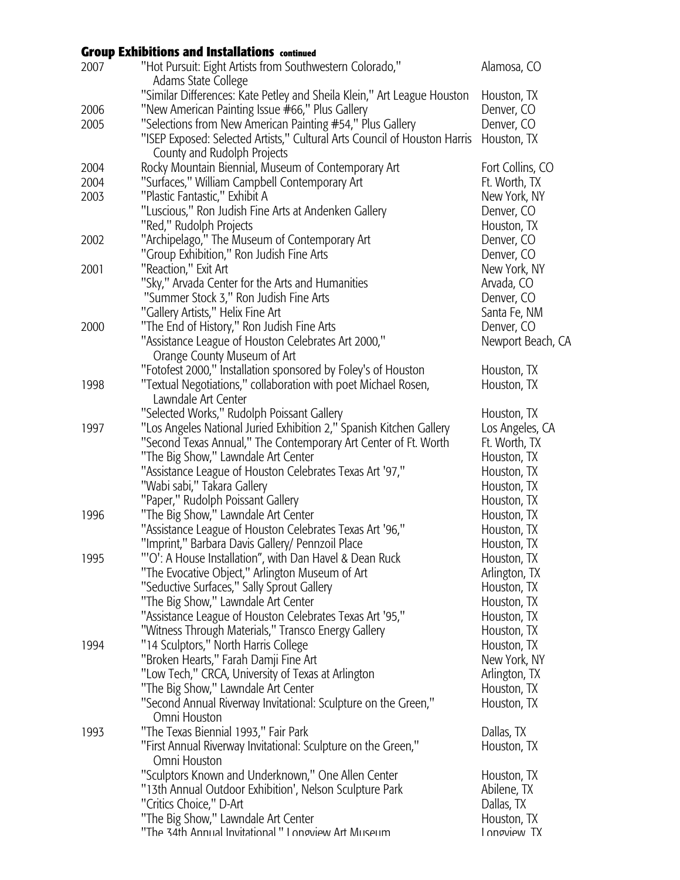## Group Exhibitions and Installations continued

| | | |
|---|---|---|
| 2007 | "Hot Pursuit: Eight Artists from Southwestern Colorado," Adams State College | Alamosa, CO |
| | "Similar Differences: Kate Petley and Sheila Klein," Art League Houston | Houston, TX |
| 2006 | "New American Painting Issue #66," Plus Gallery | Denver, CO |
| 2005 | "Selections from New American Painting #54," Plus Gallery | Denver, CO |
| | "ISEP Exposed: Selected Artists," Cultural Arts Council of Houston Harris County and Rudolph Projects | Houston, TX |
| 2004 | Rocky Mountain Biennial, Museum of Contemporary Art | Fort Collins, CO |
| 2004 | "Surfaces," William Campbell Contemporary Art | Ft. Worth, TX |
| 2003 | "Plastic Fantastic," Exhibit A | New York, NY |
| | "Luscious," Ron Judish Fine Arts at Andenken Gallery | Denver, CO |
| | "Red," Rudolph Projects | Houston, TX |
| 2002 | "Archipelago," The Museum of Contemporary Art | Denver, CO |
| | "Group Exhibition," Ron Judish Fine Arts | Denver, CO |
| 2001 | "Reaction," Exit Art | New York, NY |
| | "Sky," Arvada Center for the Arts and Humanities | Arvada, CO |
| | "Summer Stock 3," Ron Judish Fine Arts | Denver, CO |
| | "Gallery Artists," Helix Fine Art | Santa Fe, NM |
| 2000 | "The End of History," Ron Judish Fine Arts | Denver, CO |
| | "Assistance League of Houston Celebrates Art 2000," Orange County Museum of Art | Newport Beach, CA |
| | "Fotofest 2000," Installation sponsored by Foley's of Houston | Houston, TX |
| 1998 | "Textual Negotiations," collaboration with poet Michael Rosen, Lawndale Art Center | Houston, TX |
| | "Selected Works," Rudolph Poissant Gallery | Houston, TX |
| 1997 | "Los Angeles National Juried Exhibition 2," Spanish Kitchen Gallery | Los Angeles, CA |
| | "Second Texas Annual," The Contemporary Art Center of Ft. Worth | Ft. Worth, TX |
| | "The Big Show," Lawndale Art Center | Houston, TX |
| | "Assistance League of Houston Celebrates Texas Art '97," | Houston, TX |
| | "Wabi sabi," Takara Gallery | Houston, TX |
| | "Paper," Rudolph Poissant Gallery | Houston, TX |
| 1996 | "The Big Show," Lawndale Art Center | Houston, TX |
| | "Assistance League of Houston Celebrates Texas Art '96," | Houston, TX |
| | "Imprint," Barbara Davis Gallery/ Pennzoil Place | Houston, TX |
| 1995 | "'O': A House Installation", with Dan Havel & Dean Ruck | Houston, TX |
| | "The Evocative Object," Arlington Museum of Art | Arlington, TX |
| | "Seductive Surfaces," Sally Sprout Gallery | Houston, TX |
| | "The Big Show," Lawndale Art Center | Houston, TX |
| | "Assistance League of Houston Celebrates Texas Art '95," | Houston, TX |
| | "Witness Through Materials," Transco Energy Gallery | Houston, TX |
| 1994 | "14 Sculptors," North Harris College | Houston, TX |
| | "Broken Hearts," Farah Damji Fine Art | New York, NY |
| | "Low Tech," CRCA, University of Texas at Arlington | Arlington, TX |
| | "The Big Show," Lawndale Art Center | Houston, TX |
| | "Second Annual Riverway Invitational: Sculpture on the Green," Omni Houston | Houston, TX |
| 1993 | "The Texas Biennial 1993," Fair Park | Dallas, TX |
| | "First Annual Riverway Invitational: Sculpture on the Green," Omni Houston | Houston, TX |
| | "Sculptors Known and Underknown," One Allen Center | Houston, TX |
| | "13th Annual Outdoor Exhibition', Nelson Sculpture Park | Abilene, TX |
| | "Critics Choice," D-Art | Dallas, TX |
| | "The Big Show," Lawndale Art Center | Houston, TX |
| | "The 34th Annual Invitational," Longview Art Museum | Longview, TX |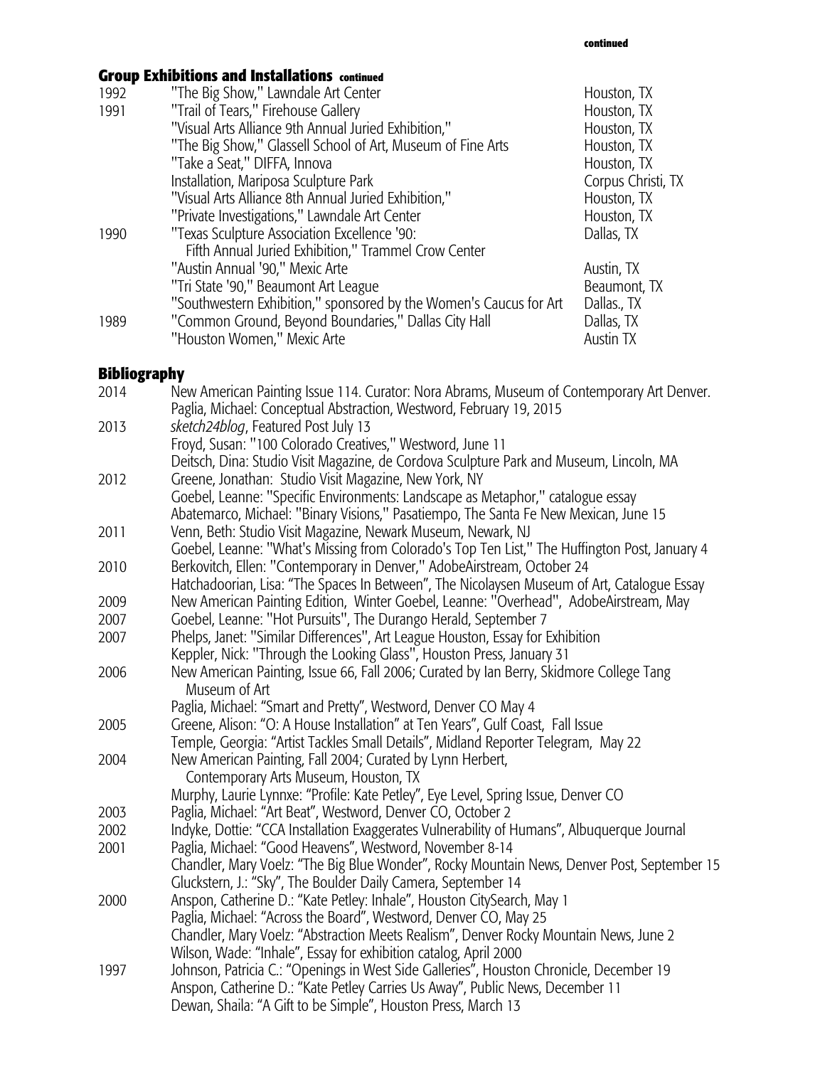## Group Exhibitions and Installations continued

| | | |
|---|---|---|
| 1992 | "The Big Show," Lawndale Art Center | Houston, TX |
| 1991 | "Trail of Tears," Firehouse Gallery | Houston, TX |
| | "Visual Arts Alliance 9th Annual Juried Exhibition," | Houston, TX |
| | "The Big Show," Glassell School of Art, Museum of Fine Arts | Houston, TX |
| | "Take a Seat," DIFFA, Innova | Houston, TX |
| | Installation, Mariposa Sculpture Park | Corpus Christi, TX |
| | "Visual Arts Alliance 8th Annual Juried Exhibition," | Houston, TX |
| | "Private Investigations," Lawndale Art Center | Houston, TX |
| 1990 | "Texas Sculpture Association Excellence '90: Fifth Annual Juried Exhibition," Trammel Crow Center | Dallas, TX |
| | "Austin Annual '90," Mexic Arte | Austin, TX |
| | "Tri State '90," Beaumont Art League | Beaumont, TX |
| | "Southwestern Exhibition," sponsored by the Women's Caucus for Art | Dallas., TX |
| 1989 | "Common Ground, Beyond Boundaries," Dallas City Hall | Dallas, TX |
| | "Houston Women," Mexic Arte | Austin TX |

## Bibliography

| | |
|---|---|
| 2014 | New American Painting Issue 114. Curator: Nora Abrams, Museum of Contemporary Art Denver. |
| | Paglia, Michael: Conceptual Abstraction, Westword, February 19, 2015 |
| 2013 | *sketch24blog*, Featured Post July 13 |
| | Froyd, Susan: "100 Colorado Creatives," Westword, June 11 |
| | Deitsch, Dina: Studio Visit Magazine, de Cordova Sculpture Park and Museum, Lincoln, MA |
| 2012 | Greene, Jonathan: Studio Visit Magazine, New York, NY |
| | Goebel, Leanne: "Specific Environments: Landscape as Metaphor," catalogue essay |
| | Abatemarco, Michael: "Binary Visions," Pasatiempo, The Santa Fe New Mexican, June 15 |
| 2011 | Venn, Beth: Studio Visit Magazine, Newark Museum, Newark, NJ |
| | Goebel, Leanne: "What's Missing from Colorado's Top Ten List," The Huffington Post, January 4 |
| 2010 | Berkovitch, Ellen: "Contemporary in Denver," AdobeAirstream, October 24 |
| | Hatchadoorian, Lisa: "The Spaces In Between", The Nicolaysen Museum of Art, Catalogue Essay |
| 2009 | New American Painting Edition, Winter Goebel, Leanne: "Overhead", AdobeAirstream, May |
| 2007 | Goebel, Leanne: "Hot Pursuits", The Durango Herald, September 7 |
| 2007 | Phelps, Janet: "Similar Differences", Art League Houston, Essay for Exhibition |
| | Keppler, Nick: "Through the Looking Glass", Houston Press, January 31 |
| 2006 | New American Painting, Issue 66, Fall 2006; Curated by Ian Berry, Skidmore College Tang Museum of Art |
| | Paglia, Michael: "Smart and Pretty", Westword, Denver CO May 4 |
| 2005 | Greene, Alison: "O: A House Installation" at Ten Years", Gulf Coast, Fall Issue |
| | Temple, Georgia: "Artist Tackles Small Details", Midland Reporter Telegram, May 22 |
| 2004 | New American Painting, Fall 2004; Curated by Lynn Herbert, Contemporary Arts Museum, Houston, TX |
| | Murphy, Laurie Lynnxe: "Profile: Kate Petley", Eye Level, Spring Issue, Denver CO |
| 2003 | Paglia, Michael: "Art Beat", Westword, Denver CO, October 2 |
| 2002 | Indyke, Dottie: "CCA Installation Exaggerates Vulnerability of Humans", Albuquerque Journal |
| 2001 | Paglia, Michael: "Good Heavens", Westword, November 8-14 |
| | Chandler, Mary Voelz: "The Big Blue Wonder", Rocky Mountain News, Denver Post, September 15 |
| | Gluckstern, J.: "Sky", The Boulder Daily Camera, September 14 |
| 2000 | Anspon, Catherine D.: "Kate Petley: Inhale", Houston CitySearch, May 1 |
| | Paglia, Michael: "Across the Board", Westword, Denver CO, May 25 |
| | Chandler, Mary Voelz: "Abstraction Meets Realism", Denver Rocky Mountain News, June 2 |
| | Wilson, Wade: "Inhale", Essay for exhibition catalog, April 2000 |
| 1997 | Johnson, Patricia C.: "Openings in West Side Galleries", Houston Chronicle, December 19 |
| | Anspon, Catherine D.: "Kate Petley Carries Us Away", Public News, December 11 |
| | Dewan, Shaila: "A Gift to be Simple", Houston Press, March 13 |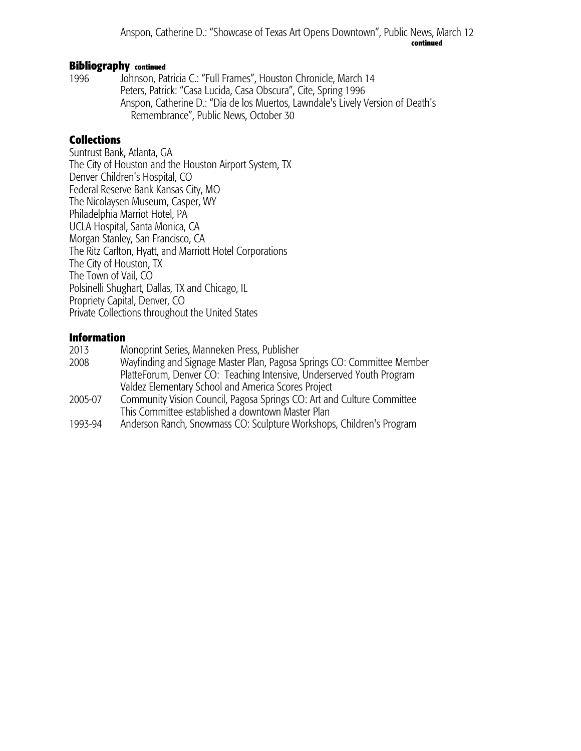Anspon, Catherine D.: "Showcase of Texas Art Opens Downtown", Public News, March 12
**continued**

## Bibliography continued

1996 Johnson, Patricia C.: "Full Frames", Houston Chronicle, March 14
Peters, Patrick: "Casa Lucida, Casa Obscura", Cite, Spring 1996
Anspon, Catherine D.: "Dia de los Muertos, Lawndale's Lively Version of Death's Remembrance", Public News, October 30

## Collections

Suntrust Bank, Atlanta, GA
The City of Houston and the Houston Airport System, TX
Denver Children's Hospital, CO
Federal Reserve Bank Kansas City, MO
The Nicolaysen Museum, Casper, WY
Philadelphia Marriot Hotel, PA
UCLA Hospital, Santa Monica, CA
Morgan Stanley, San Francisco, CA
The Ritz Carlton, Hyatt, and Marriott Hotel Corporations
The City of Houston, TX
The Town of Vail, CO
Polsinelli Shughart, Dallas, TX and Chicago, IL
Propriety Capital, Denver, CO
Private Collections throughout the United States

## Information

2013 Monoprint Series, Manneken Press, Publisher
2008 Wayfinding and Signage Master Plan, Pagosa Springs CO: Committee Member
PlatteForum, Denver CO: Teaching Intensive, Underserved Youth Program
Valdez Elementary School and America Scores Project
2005-07 Community Vision Council, Pagosa Springs CO: Art and Culture Committee
This Committee established a downtown Master Plan
1993-94 Anderson Ranch, Snowmass CO: Sculpture Workshops, Children's Program